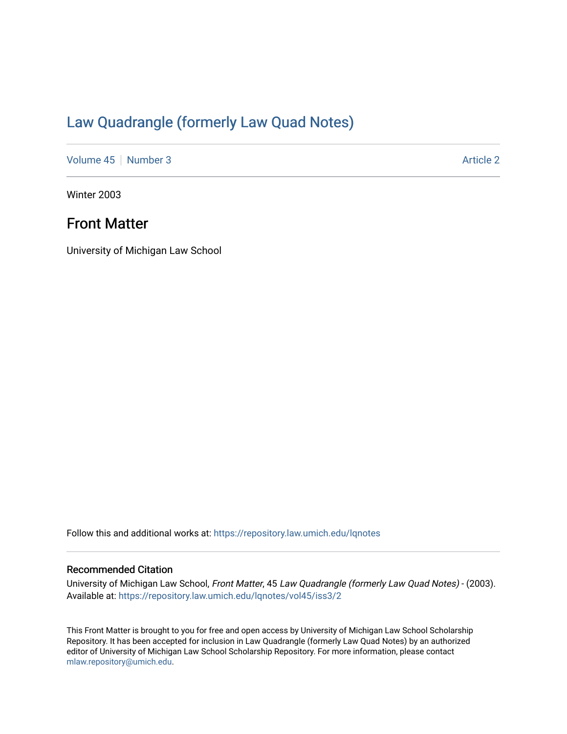# Law Quadrangle (formerly Law Quad Notes)

Volume 45 | Number 3 | Article 2

Winter 2003

## Front Matter

University of Michigan Law School

Follow this and additional works at: https://repository.law.umich.edu/lqnotes

### Recommended Citation

University of Michigan Law School, *Front Matter*, 45 *Law Quadrangle (formerly Law Quad Notes)* - (2003). Available at: https://repository.law.umich.edu/lqnotes/vol45/iss3/2

This Front Matter is brought to you for free and open access by University of Michigan Law School Scholarship Repository. It has been accepted for inclusion in Law Quadrangle (formerly Law Quad Notes) by an authorized editor of University of Michigan Law School Scholarship Repository. For more information, please contact mlaw.repository@umich.edu.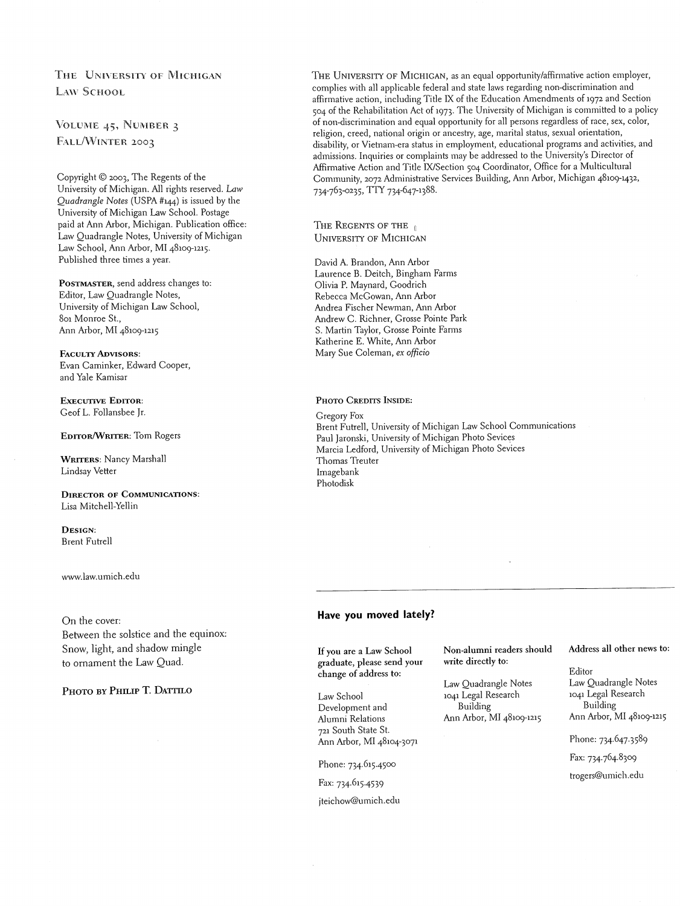The University of Michigan Law School

Volume 45, Number 3
Fall/Winter 2003

Copyright © 2003, The Regents of the University of Michigan. All rights reserved. *Law Quadrangle Notes* (USPA #144) is issued by the University of Michigan Law School. Postage paid at Ann Arbor, Michigan. Publication office: Law Quadrangle Notes, University of Michigan Law School, Ann Arbor, MI 48109-1215. Published three times a year.

**Postmaster**, send address changes to:
Editor, Law Quadrangle Notes,
University of Michigan Law School,
801 Monroe St.,
Ann Arbor, MI 48109-1215

**Faculty Advisors:**
Evan Caminker, Edward Cooper, and Yale Kamisar

**Executive Editor:**
Geof L. Follansbee Jr.

**Editor/Writer:** Tom Rogers

**Writers:** Nancy Marshall
Lindsay Vetter

**Director of Communications:**
Lisa Mitchell-Yellin

**Design:**
Brent Futrell

www.law.umich.edu

On the cover:
Between the solstice and the equinox:
Snow, light, and shadow mingle
to ornament the Law Quad.

Photo by Philip T. Dattilo

The University of Michigan, as an equal opportunity/affirmative action employer, complies with all applicable federal and state laws regarding non-discrimination and affirmative action, including Title IX of the Education Amendments of 1972 and Section 504 of the Rehabilitation Act of 1973. The University of Michigan is committed to a policy of non-discrimination and equal opportunity for all persons regardless of race, sex, color, religion, creed, national origin or ancestry, age, marital status, sexual orientation, disability, or Vietnam-era status in employment, educational programs and activities, and admissions. Inquiries or complaints may be addressed to the University's Director of Affirmative Action and Title IX/Section 504 Coordinator, Office for a Multicultural Community, 2072 Administrative Services Building, Ann Arbor, Michigan 48109-1432, 734-763-0235, TTY 734-647-1388.

The Regents of the University of Michigan

David A. Brandon, Ann Arbor
Laurence B. Deitch, Bingham Farms
Olivia P. Maynard, Goodrich
Rebecca McGowan, Ann Arbor
Andrea Fischer Newman, Ann Arbor
Andrew C. Richner, Grosse Pointe Park
S. Martin Taylor, Grosse Pointe Farms
Katherine E. White, Ann Arbor
Mary Sue Coleman, *ex officio*

**Photo Credits Inside:**

Gregory Fox
Brent Futrell, University of Michigan Law School Communications
Paul Jaronski, University of Michigan Photo Sevices
Marcia Ledford, University of Michigan Photo Sevices
Thomas Treuter
Imagebank
Photodisk

## Have you moved lately?

**If you are a Law School graduate, please send your change of address to:**

Law School
Development and
Alumni Relations
721 South State St.
Ann Arbor, MI 48104-3071

Phone: 734.615.4500

Fax: 734.615.4539

jteichow@umich.edu

**Non-alumni readers should write directly to:**

Law Quadrangle Notes
1041 Legal Research
Building
Ann Arbor, MI 48109-1215

**Address all other news to:**

Editor
Law Quadrangle Notes
1041 Legal Research
Building
Ann Arbor, MI 48109-1215

Phone: 734.647.3589

Fax: 734.764.8309

trogers@umich.edu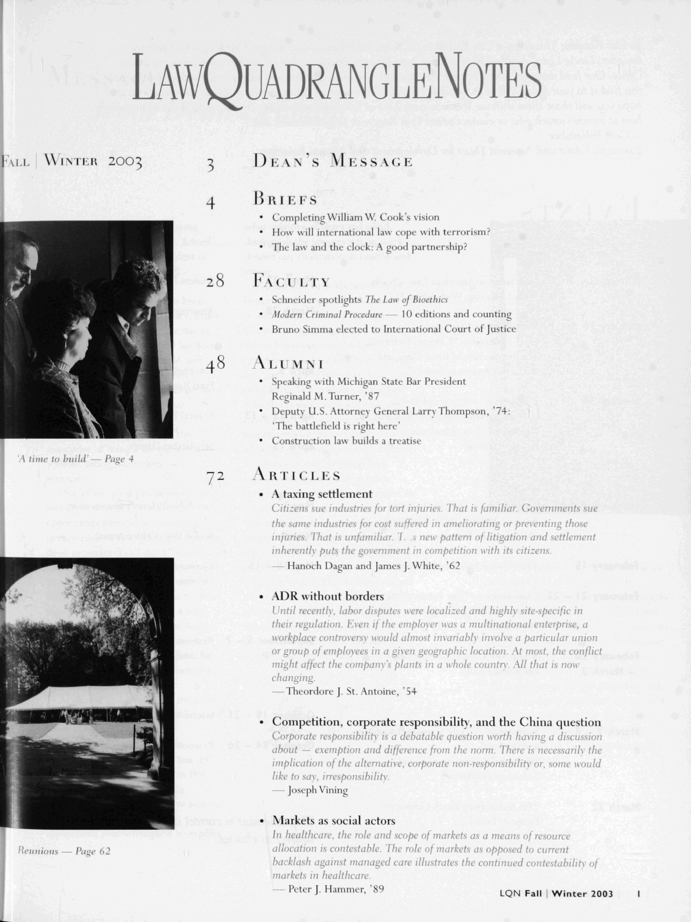# LAWQUADRANGLENOTES

FALL | WINTER 2003

## 3 DEAN'S MESSAGE

## 4 BRIEFS

- Completing William W. Cook's vision
- How will international law cope with terrorism?
- The law and the clock: A good partnership?

## 28 FACULTY

- Schneider spotlights *The Law of Bioethics*
- *Modern Criminal Procedure* — 10 editions and counting
- Bruno Simma elected to International Court of Justice

## 48 ALUMNI

- Speaking with Michigan State Bar President Reginald M. Turner, '87
- Deputy U.S. Attorney General Larry Thompson, '74: 'The battlefield is right here'
- Construction law builds a treatise

*'A time to build' — Page 4*

## 72 ARTICLES

- **A taxing settlement**
  *Citizens sue industries for tort injuries. That is familiar. Governments sue the same industries for cost suffered in ameliorating or preventing those injuries. That is unfamiliar. T. .s new pattern of litigation and settlement inherently puts the government in competition with its citizens.*
  — Hanoch Dagan and James J. White, '62

- **ADR without borders**
  *Until recently, labor disputes were localized and highly site-specific in their regulation. Even if the employer was a multinational enterprise, a workplace controversy would almost invariably involve a particular union or group of employees in a given geographic location. At most, the conflict might affect the company's plants in a whole country. All that is now changing.*
  — Theordore J. St. Antoine, '54

- **Competition, corporate responsibility, and the China question**
  *Corporate responsibility is a debatable question worth having a discussion about — exemption and difference from the norm. There is necessarily the implication of the alternative, corporate non-responsibility or, some would like to say, irresponsibility.*
  — Joseph Vining

- **Markets as social actors**
  *In healthcare, the role and scope of markets as a means of resource allocation is contestable. The role of markets as opposed to current backlash against managed care illustrates the continued contestability of markets in healthcare.*
  — Peter J. Hammer, '89

*Reunions — Page 62*